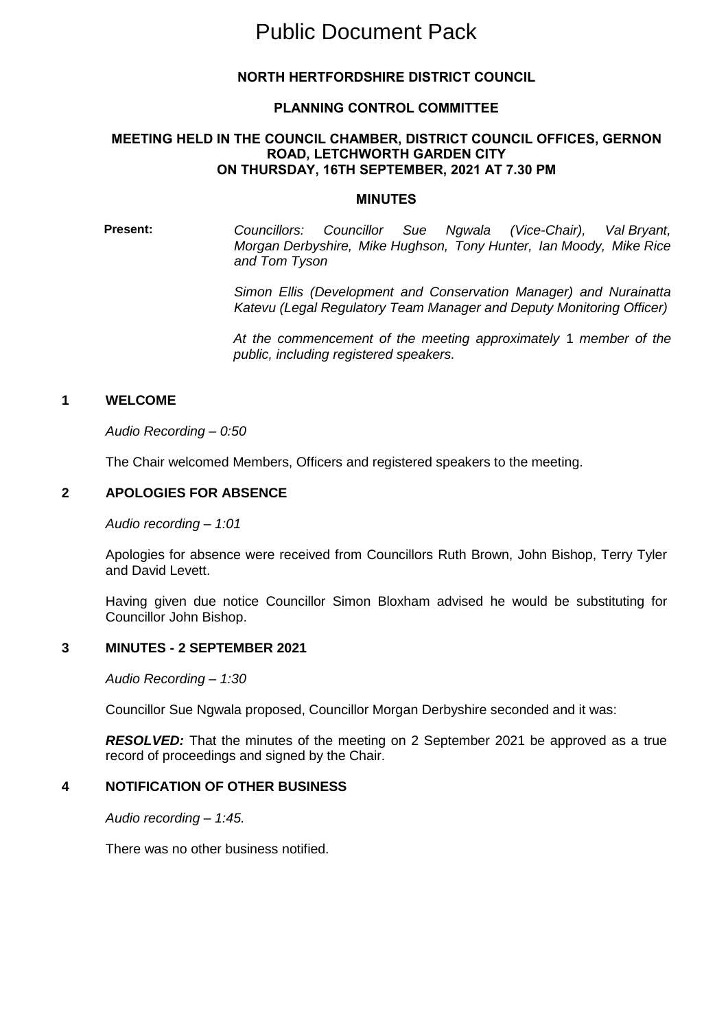# Public Document Pack

**NORTH HERTFORDSHIRE DISTRICT COUNCIL**

**PLANNING CONTROL COMMITTEE**

**MEETING HELD IN THE COUNCIL CHAMBER, DISTRICT COUNCIL OFFICES, GERNON ROAD, LETCHWORTH GARDEN CITY ON THURSDAY, 16TH SEPTEMBER, 2021 AT 7.30 PM**

**MINUTES**

**Present:** *Councillors: Councillor Sue Ngwala (Vice-Chair), Val Bryant, Morgan Derbyshire, Mike Hughson, Tony Hunter, Ian Moody, Mike Rice and Tom Tyson*

*Simon Ellis (Development and Conservation Manager) and Nurainatta Katevu (Legal Regulatory Team Manager and Deputy Monitoring Officer)*

*At the commencement of the meeting approximately* 1 *member of the public, including registered speakers.*

## 1 WELCOME

*Audio Recording – 0:50*

The Chair welcomed Members, Officers and registered speakers to the meeting.

## 2 APOLOGIES FOR ABSENCE

*Audio recording – 1:01*

Apologies for absence were received from Councillors Ruth Brown, John Bishop, Terry Tyler and David Levett.

Having given due notice Councillor Simon Bloxham advised he would be substituting for Councillor John Bishop.

## 3 MINUTES - 2 SEPTEMBER 2021

*Audio Recording – 1:30*

Councillor Sue Ngwala proposed, Councillor Morgan Derbyshire seconded and it was:

***RESOLVED:*** That the minutes of the meeting on 2 September 2021 be approved as a true record of proceedings and signed by the Chair.

## 4 NOTIFICATION OF OTHER BUSINESS

*Audio recording – 1:45.*

There was no other business notified.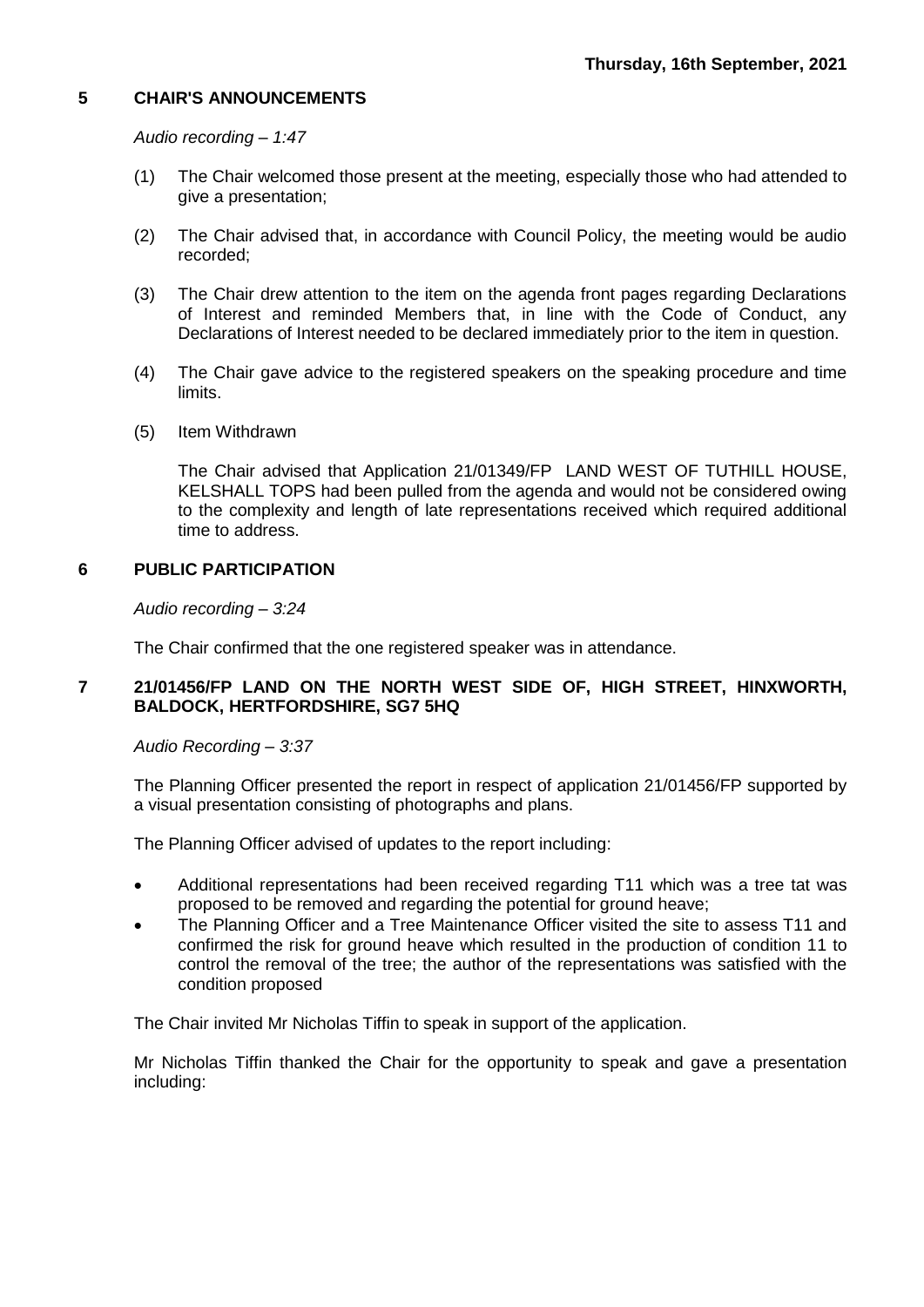**Thursday, 16th September, 2021**

## 5 CHAIR'S ANNOUNCEMENTS

*Audio recording – 1:47*

(1) The Chair welcomed those present at the meeting, especially those who had attended to give a presentation;

(2) The Chair advised that, in accordance with Council Policy, the meeting would be audio recorded;

(3) The Chair drew attention to the item on the agenda front pages regarding Declarations of Interest and reminded Members that, in line with the Code of Conduct, any Declarations of Interest needed to be declared immediately prior to the item in question.

(4) The Chair gave advice to the registered speakers on the speaking procedure and time limits.

(5) Item Withdrawn

The Chair advised that Application 21/01349/FP LAND WEST OF TUTHILL HOUSE, KELSHALL TOPS had been pulled from the agenda and would not be considered owing to the complexity and length of late representations received which required additional time to address.

## 6 PUBLIC PARTICIPATION

*Audio recording – 3:24*

The Chair confirmed that the one registered speaker was in attendance.

## 7 21/01456/FP LAND ON THE NORTH WEST SIDE OF, HIGH STREET, HINXWORTH, BALDOCK, HERTFORDSHIRE, SG7 5HQ

*Audio Recording – 3:37*

The Planning Officer presented the report in respect of application 21/01456/FP supported by a visual presentation consisting of photographs and plans.

The Planning Officer advised of updates to the report including:

- Additional representations had been received regarding T11 which was a tree tat was proposed to be removed and regarding the potential for ground heave;
- The Planning Officer and a Tree Maintenance Officer visited the site to assess T11 and confirmed the risk for ground heave which resulted in the production of condition 11 to control the removal of the tree; the author of the representations was satisfied with the condition proposed

The Chair invited Mr Nicholas Tiffin to speak in support of the application.

Mr Nicholas Tiffin thanked the Chair for the opportunity to speak and gave a presentation including: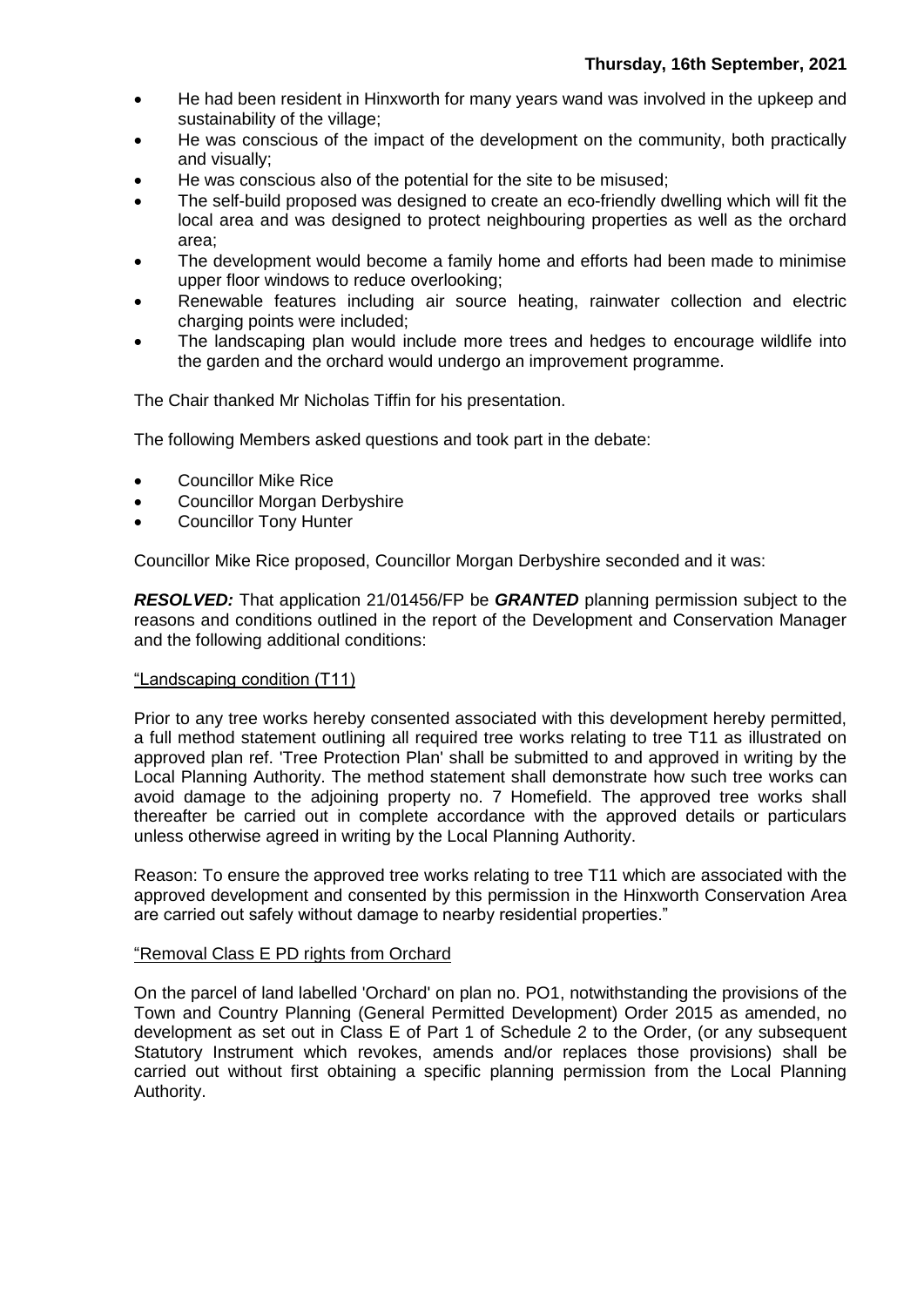- He had been resident in Hinxworth for many years wand was involved in the upkeep and sustainability of the village;
- He was conscious of the impact of the development on the community, both practically and visually;
- He was conscious also of the potential for the site to be misused;
- The self-build proposed was designed to create an eco-friendly dwelling which will fit the local area and was designed to protect neighbouring properties as well as the orchard area;
- The development would become a family home and efforts had been made to minimise upper floor windows to reduce overlooking;
- Renewable features including air source heating, rainwater collection and electric charging points were included;
- The landscaping plan would include more trees and hedges to encourage wildlife into the garden and the orchard would undergo an improvement programme.

The Chair thanked Mr Nicholas Tiffin for his presentation.

The following Members asked questions and took part in the debate:

- Councillor Mike Rice
- Councillor Morgan Derbyshire
- Councillor Tony Hunter

Councillor Mike Rice proposed, Councillor Morgan Derbyshire seconded and it was:

***RESOLVED:*** That application 21/01456/FP be ***GRANTED*** planning permission subject to the reasons and conditions outlined in the report of the Development and Conservation Manager and the following additional conditions:

"Landscaping condition (T11)

Prior to any tree works hereby consented associated with this development hereby permitted, a full method statement outlining all required tree works relating to tree T11 as illustrated on approved plan ref. 'Tree Protection Plan' shall be submitted to and approved in writing by the Local Planning Authority. The method statement shall demonstrate how such tree works can avoid damage to the adjoining property no. 7 Homefield. The approved tree works shall thereafter be carried out in complete accordance with the approved details or particulars unless otherwise agreed in writing by the Local Planning Authority.

Reason: To ensure the approved tree works relating to tree T11 which are associated with the approved development and consented by this permission in the Hinxworth Conservation Area are carried out safely without damage to nearby residential properties."

"Removal Class E PD rights from Orchard

On the parcel of land labelled 'Orchard' on plan no. PO1, notwithstanding the provisions of the Town and Country Planning (General Permitted Development) Order 2015 as amended, no development as set out in Class E of Part 1 of Schedule 2 to the Order, (or any subsequent Statutory Instrument which revokes, amends and/or replaces those provisions) shall be carried out without first obtaining a specific planning permission from the Local Planning Authority.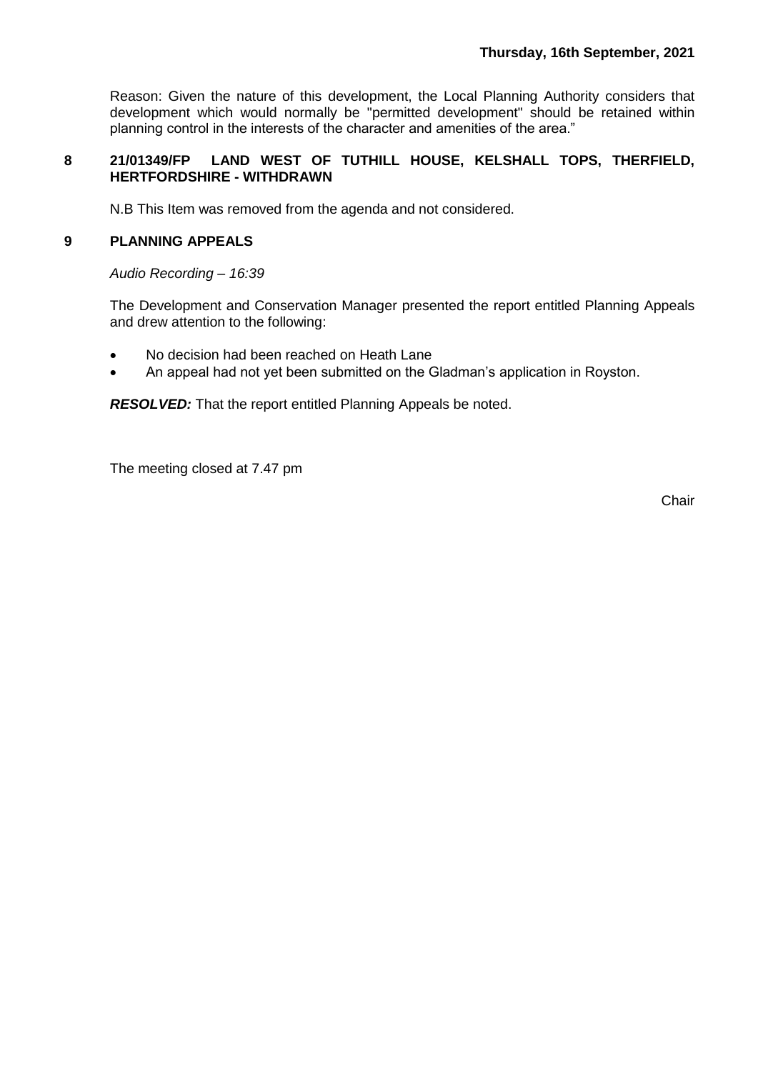Reason: Given the nature of this development, the Local Planning Authority considers that development which would normally be "permitted development" should be retained within planning control in the interests of the character and amenities of the area."

## 8 21/01349/FP LAND WEST OF TUTHILL HOUSE, KELSHALL TOPS, THERFIELD, HERTFORDSHIRE - WITHDRAWN

N.B This Item was removed from the agenda and not considered.

## 9 PLANNING APPEALS

*Audio Recording – 16:39*

The Development and Conservation Manager presented the report entitled Planning Appeals and drew attention to the following:

- No decision had been reached on Heath Lane
- An appeal had not yet been submitted on the Gladman's application in Royston.

***RESOLVED:*** That the report entitled Planning Appeals be noted.

The meeting closed at 7.47 pm

Chair